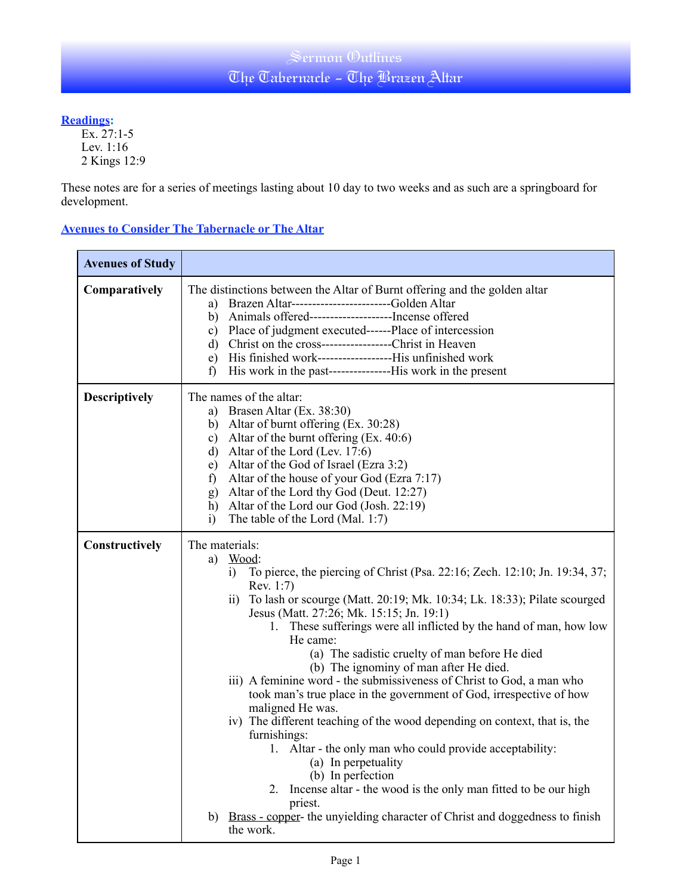# Sermon Outlines
# The Tabernacle - The Brazen Altar

**Readings:**

Ex. 27:1-5
Lev. 1:16
2 Kings 12:9

These notes are for a series of meetings lasting about 10 day to two weeks and as such are a springboard for development.

**Avenues to Consider The Tabernacle or The Altar**

| Avenues of Study | |
|---|---|
| **Comparatively** | The distinctions between the Altar of Burnt offering and the golden altar<br>a) Brazen Altar------------------------Golden Altar<br>b) Animals offered--------------------Incense offered<br>c) Place of judgment executed------Place of intercession<br>d) Christ on the cross-----------------Christ in Heaven<br>e) His finished work------------------His unfinished work<br>f) His work in the past---------------His work in the present |
| **Descriptively** | The names of the altar:<br>a) Brasen Altar (Ex. 38:30)<br>b) Altar of burnt offering (Ex. 30:28)<br>c) Altar of the burnt offering (Ex. 40:6)<br>d) Altar of the Lord (Lev. 17:6)<br>e) Altar of the God of Israel (Ezra 3:2)<br>f) Altar of the house of your God (Ezra 7:17)<br>g) Altar of the Lord thy God (Deut. 12:27)<br>h) Altar of the Lord our God (Josh. 22:19)<br>i) The table of the Lord (Mal. 1:7) |
| **Constructively** | The materials:<br>a) Wood:<br>i) To pierce, the piercing of Christ (Psa. 22:16; Zech. 12:10; Jn. 19:34, 37; Rev. 1:7)<br>ii) To lash or scourge (Matt. 20:19; Mk. 10:34; Lk. 18:33); Pilate scourged Jesus (Matt. 27:26; Mk. 15:15; Jn. 19:1)<br>1. These sufferings were all inflicted by the hand of man, how low He came:<br>(a) The sadistic cruelty of man before He died<br>(b) The ignominy of man after He died.<br>iii) A feminine word - the submissiveness of Christ to God, a man who took man's true place in the government of God, irrespective of how maligned He was.<br>iv) The different teaching of the wood depending on context, that is, the furnishings:<br>1. Altar - the only man who could provide acceptability:<br>(a) In perpetuality<br>(b) In perfection<br>2. Incense altar - the wood is the only man fitted to be our high priest.<br>b) Brass - copper- the unyielding character of Christ and doggedness to finish the work. |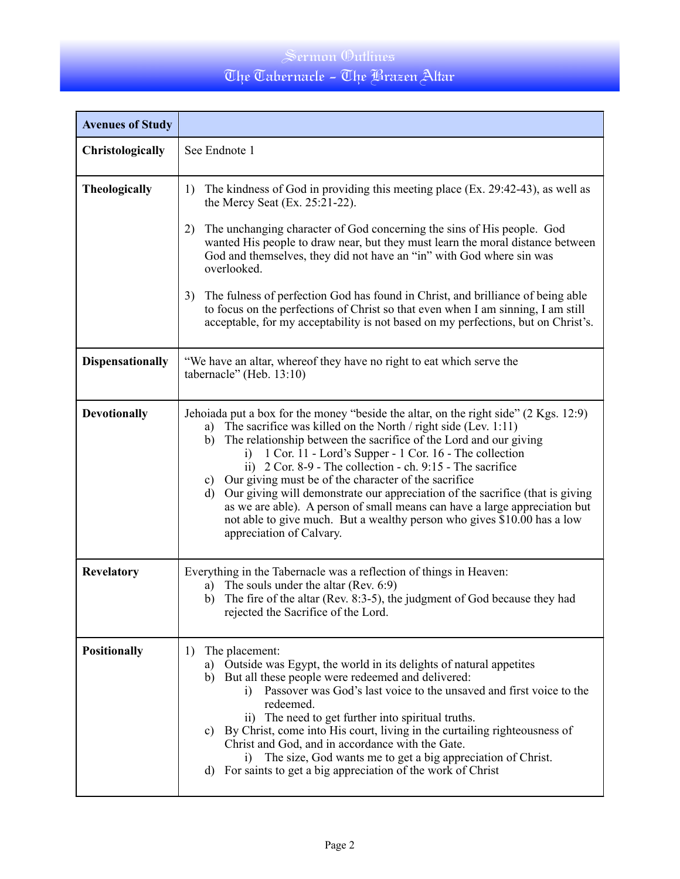# Sermon Outlines
## The Tabernacle - The Brazen Altar

| Avenues of Study | |
|---|---|
| **Christologically** | See Endnote 1 |
| **Theologically** | 1) The kindness of God in providing this meeting place (Ex. 29:42-43), as well as the Mercy Seat (Ex. 25:21-22).<br><br>2) The unchanging character of God concerning the sins of His people. God wanted His people to draw near, but they must learn the moral distance between God and themselves, they did not have an "in" with God where sin was overlooked.<br><br>3) The fulness of perfection God has found in Christ, and brilliance of being able to focus on the perfections of Christ so that even when I am sinning, I am still acceptable, for my acceptability is not based on my perfections, but on Christ's. |
| **Dispensationally** | "We have an altar, whereof they have no right to eat which serve the tabernacle" (Heb. 13:10) |
| **Devotionally** | Jehoiada put a box for the money "beside the altar, on the right side" (2 Kgs. 12:9)<br>a) The sacrifice was killed on the North / right side (Lev. 1:11)<br>b) The relationship between the sacrifice of the Lord and our giving<br>i) 1 Cor. 11 - Lord's Supper - 1 Cor. 16 - The collection<br>ii) 2 Cor. 8-9 - The collection - ch. 9:15 - The sacrifice<br>c) Our giving must be of the character of the sacrifice<br>d) Our giving will demonstrate our appreciation of the sacrifice (that is giving as we are able). A person of small means can have a large appreciation but not able to give much. But a wealthy person who gives $10.00 has a low appreciation of Calvary. |
| **Revelatory** | Everything in the Tabernacle was a reflection of things in Heaven:<br>a) The souls under the altar (Rev. 6:9)<br>b) The fire of the altar (Rev. 8:3-5), the judgment of God because they had rejected the Sacrifice of the Lord. |
| **Positionally** | 1) The placement:<br>a) Outside was Egypt, the world in its delights of natural appetites<br>b) But all these people were redeemed and delivered:<br>i) Passover was God's last voice to the unsaved and first voice to the redeemed.<br>ii) The need to get further into spiritual truths.<br>c) By Christ, come into His court, living in the curtailing righteousness of Christ and God, and in accordance with the Gate.<br>i) The size, God wants me to get a big appreciation of Christ.<br>d) For saints to get a big appreciation of the work of Christ |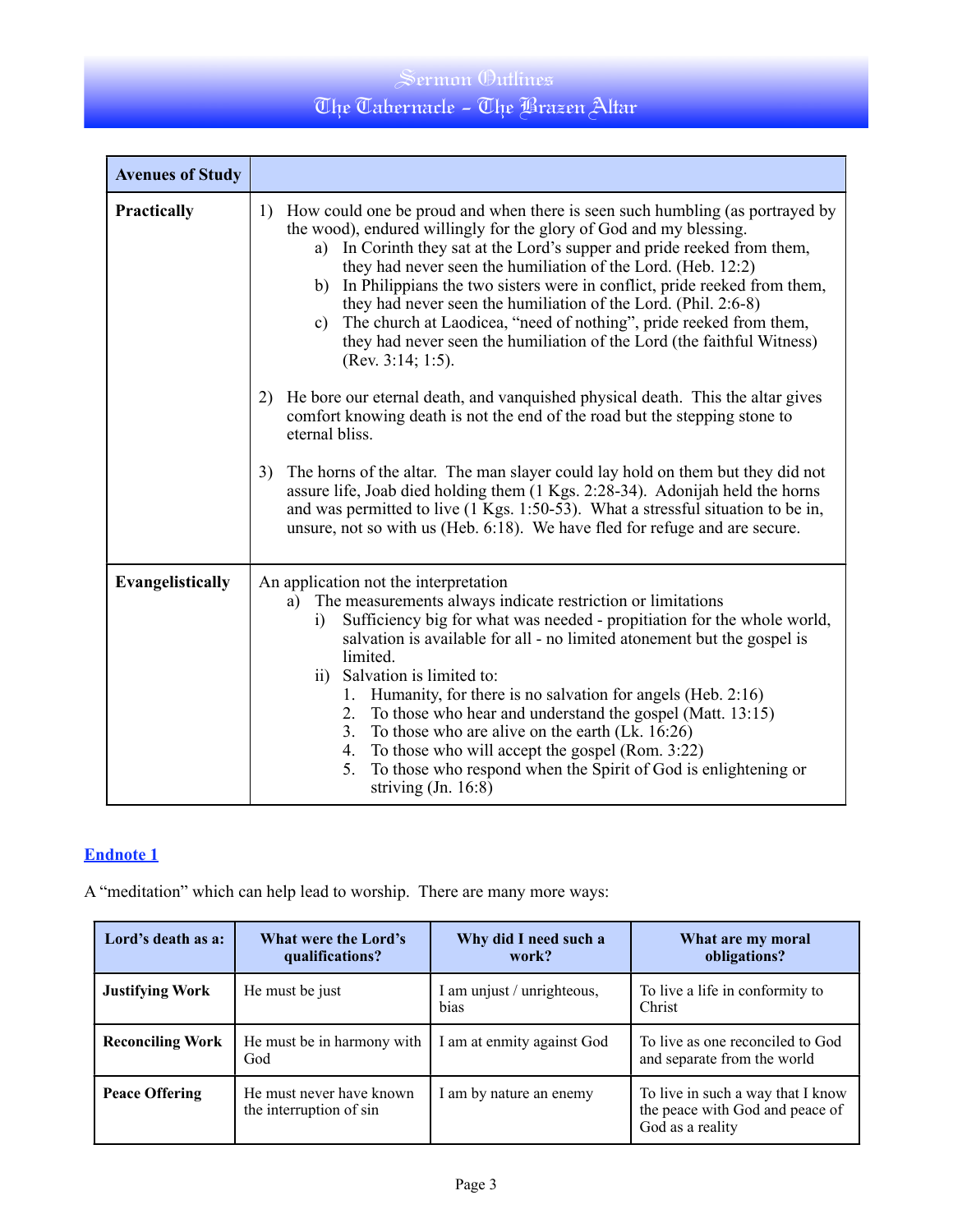| Avenues of Study | |
|---|---|
| **Practically** | 1) How could one be proud and when there is seen such humbling (as portrayed by the wood), endured willingly for the glory of God and my blessing.<br>a) In Corinth they sat at the Lord's supper and pride reeked from them, they had never seen the humiliation of the Lord. (Heb. 12:2)<br>b) In Philippians the two sisters were in conflict, pride reeked from them, they had never seen the humiliation of the Lord. (Phil. 2:6-8)<br>c) The church at Laodicea, "need of nothing", pride reeked from them, they had never seen the humiliation of the Lord (the faithful Witness) (Rev. 3:14; 1:5).<br><br>2) He bore our eternal death, and vanquished physical death. This the altar gives comfort knowing death is not the end of the road but the stepping stone to eternal bliss.<br><br>3) The horns of the altar. The man slayer could lay hold on them but they did not assure life, Joab died holding them (1 Kgs. 2:28-34). Adonijah held the horns and was permitted to live (1 Kgs. 1:50-53). What a stressful situation to be in, unsure, not so with us (Heb. 6:18). We have fled for refuge and are secure. |
| **Evangelistically** | An application not the interpretation<br>a) The measurements always indicate restriction or limitations<br>i) Sufficiency big for what was needed - propitiation for the whole world, salvation is available for all - no limited atonement but the gospel is limited.<br>ii) Salvation is limited to:<br>1. Humanity, for there is no salvation for angels (Heb. 2:16)<br>2. To those who hear and understand the gospel (Matt. 13:15)<br>3. To those who are alive on the earth (Lk. 16:26)<br>4. To those who will accept the gospel (Rom. 3:22)<br>5. To those who respond when the Spirit of God is enlightening or striving (Jn. 16:8) |

### Endnote 1

A "meditation" which can help lead to worship. There are many more ways:

| Lord's death as a: | What were the Lord's qualifications? | Why did I need such a work? | What are my moral obligations? |
|---|---|---|---|
| **Justifying Work** | He must be just | I am unjust / unrighteous, bias | To live a life in conformity to Christ |
| **Reconciling Work** | He must be in harmony with God | I am at enmity against God | To live as one reconciled to God and separate from the world |
| **Peace Offering** | He must never have known the interruption of sin | I am by nature an enemy | To live in such a way that I know the peace with God and peace of God as a reality |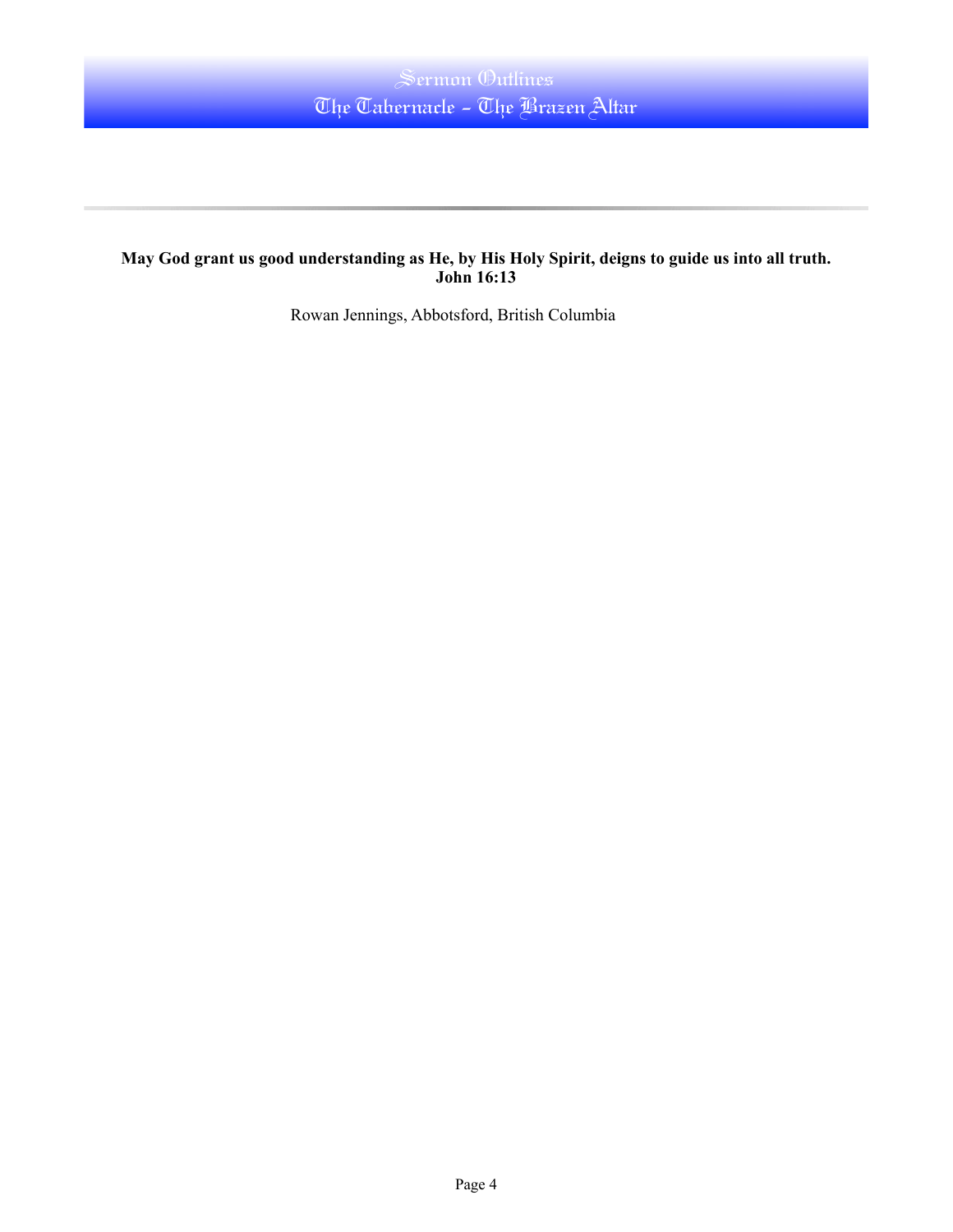**May God grant us good understanding as He, by His Holy Spirit, deigns to guide us into all truth. John 16:13**

Rowan Jennings, Abbotsford, British Columbia